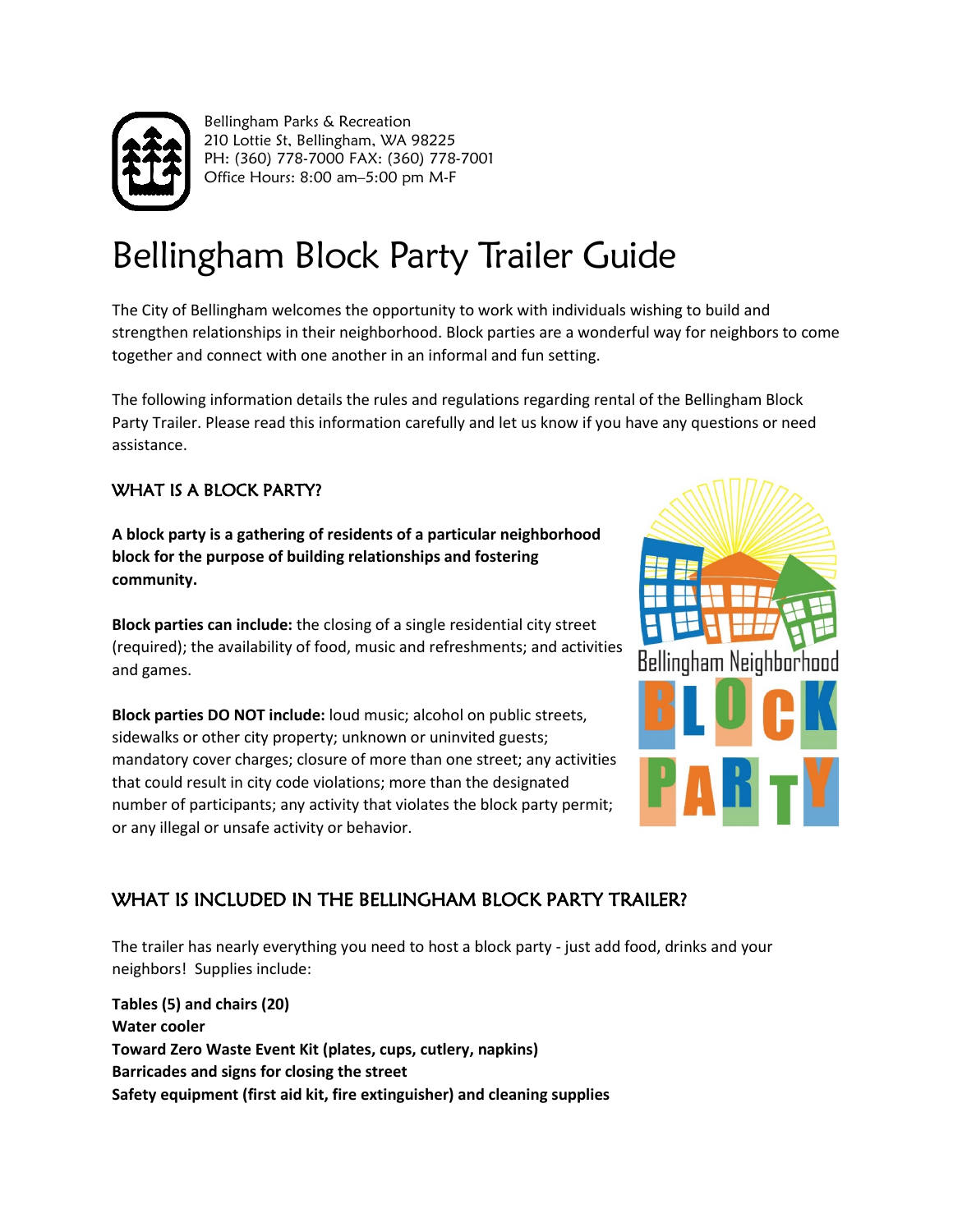Bellingham Parks & Recreation
210 Lottie St, Bellingham, WA 98225
PH: (360) 778-7000 FAX: (360) 778-7001
Office Hours: 8:00 am–5:00 pm M-F

# Bellingham Block Party Trailer Guide

The City of Bellingham welcomes the opportunity to work with individuals wishing to build and strengthen relationships in their neighborhood. Block parties are a wonderful way for neighbors to come together and connect with one another in an informal and fun setting.

The following information details the rules and regulations regarding rental of the Bellingham Block Party Trailer. Please read this information carefully and let us know if you have any questions or need assistance.

## WHAT IS A BLOCK PARTY?

**A block party is a gathering of residents of a particular neighborhood block for the purpose of building relationships and fostering community.**

**Block parties can include:** the closing of a single residential city street (required); the availability of food, music and refreshments; and activities and games.

**Block parties DO NOT include:** loud music; alcohol on public streets, sidewalks or other city property; unknown or uninvited guests; mandatory cover charges; closure of more than one street; any activities that could result in city code violations; more than the designated number of participants; any activity that violates the block party permit; or any illegal or unsafe activity or behavior.

## WHAT IS INCLUDED IN THE BELLINGHAM BLOCK PARTY TRAILER?

The trailer has nearly everything you need to host a block party - just add food, drinks and your neighbors! Supplies include:

**Tables (5) and chairs (20)**
**Water cooler**
**Toward Zero Waste Event Kit (plates, cups, cutlery, napkins)**
**Barricades and signs for closing the street**
**Safety equipment (first aid kit, fire extinguisher) and cleaning supplies**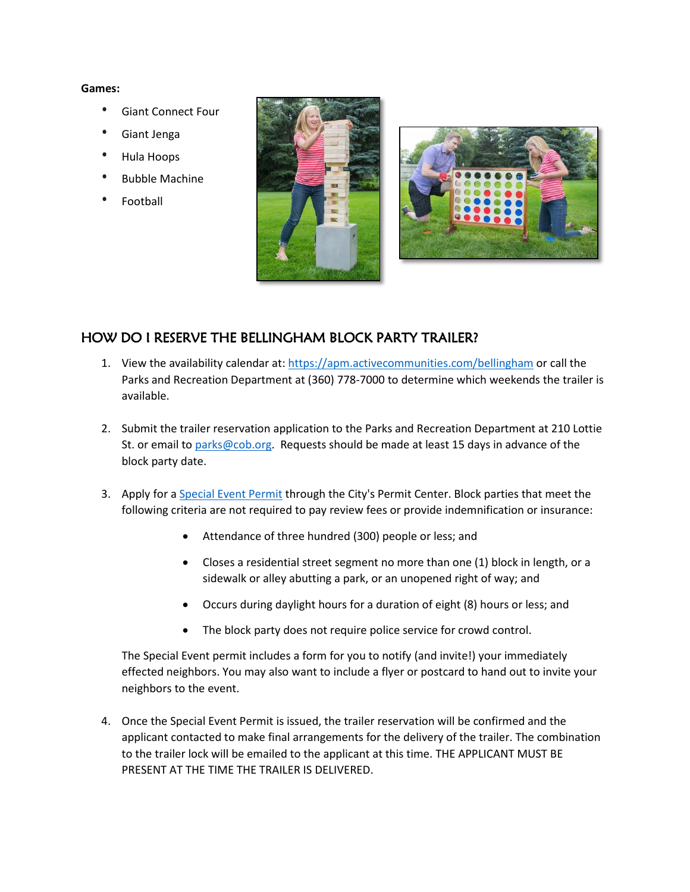**Games:**

- Giant Connect Four
- Giant Jenga
- Hula Hoops
- Bubble Machine
- Football

## HOW DO I RESERVE THE BELLINGHAM BLOCK PARTY TRAILER?

1. View the availability calendar at: https://apm.activecommunities.com/bellingham or call the Parks and Recreation Department at (360) 778-7000 to determine which weekends the trailer is available.

2. Submit the trailer reservation application to the Parks and Recreation Department at 210 Lottie St. or email to parks@cob.org. Requests should be made at least 15 days in advance of the block party date.

3. Apply for a Special Event Permit through the City's Permit Center. Block parties that meet the following criteria are not required to pay review fees or provide indemnification or insurance:

   - Attendance of three hundred (300) people or less; and
   - Closes a residential street segment no more than one (1) block in length, or a sidewalk or alley abutting a park, or an unopened right of way; and
   - Occurs during daylight hours for a duration of eight (8) hours or less; and
   - The block party does not require police service for crowd control.

   The Special Event permit includes a form for you to notify (and invite!) your immediately effected neighbors. You may also want to include a flyer or postcard to hand out to invite your neighbors to the event.

4. Once the Special Event Permit is issued, the trailer reservation will be confirmed and the applicant contacted to make final arrangements for the delivery of the trailer. The combination to the trailer lock will be emailed to the applicant at this time. THE APPLICANT MUST BE PRESENT AT THE TIME THE TRAILER IS DELIVERED.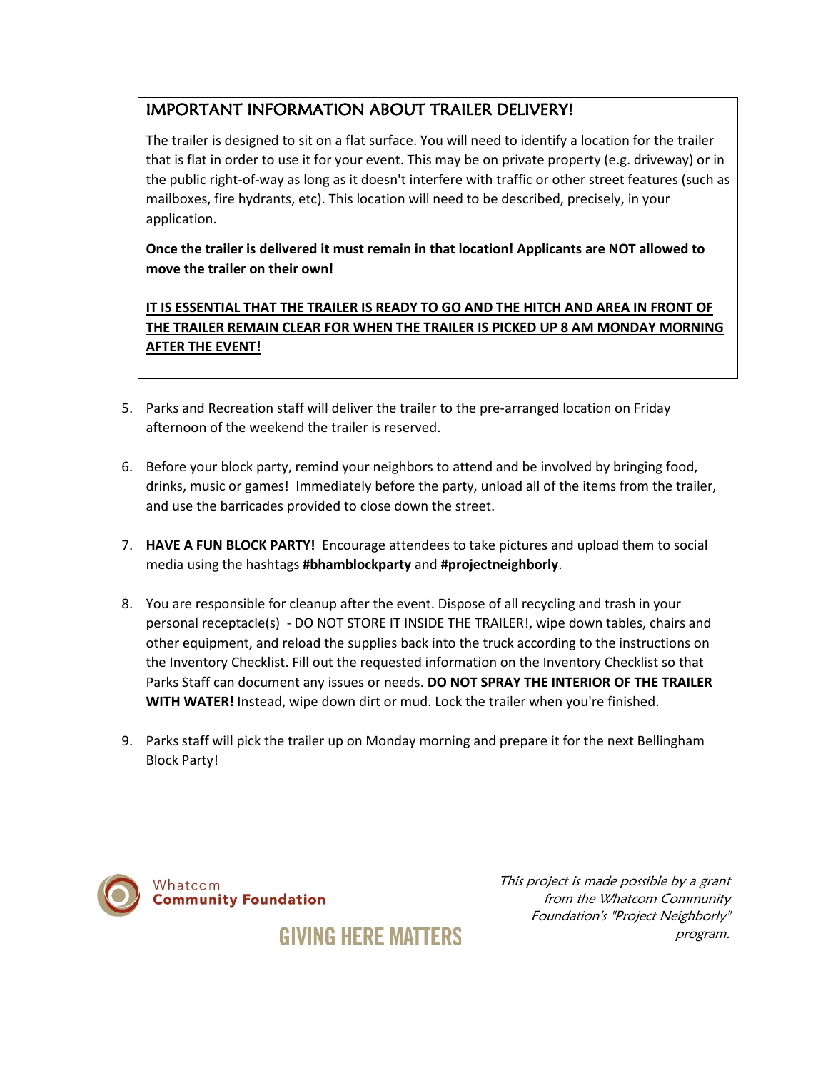## IMPORTANT INFORMATION ABOUT TRAILER DELIVERY!

The trailer is designed to sit on a flat surface. You will need to identify a location for the trailer that is flat in order to use it for your event. This may be on private property (e.g. driveway) or in the public right-of-way as long as it doesn't interfere with traffic or other street features (such as mailboxes, fire hydrants, etc). This location will need to be described, precisely, in your application.

**Once the trailer is delivered it must remain in that location! Applicants are NOT allowed to move the trailer on their own!**

**IT IS ESSENTIAL THAT THE TRAILER IS READY TO GO AND THE HITCH AND AREA IN FRONT OF THE TRAILER REMAIN CLEAR FOR WHEN THE TRAILER IS PICKED UP 8 AM MONDAY MORNING AFTER THE EVENT!**

5. Parks and Recreation staff will deliver the trailer to the pre-arranged location on Friday afternoon of the weekend the trailer is reserved.

6. Before your block party, remind your neighbors to attend and be involved by bringing food, drinks, music or games! Immediately before the party, unload all of the items from the trailer, and use the barricades provided to close down the street.

7. **HAVE A FUN BLOCK PARTY!** Encourage attendees to take pictures and upload them to social media using the hashtags **#bhamblockparty** and **#projectneighborly**.

8. You are responsible for cleanup after the event. Dispose of all recycling and trash in your personal receptacle(s) - DO NOT STORE IT INSIDE THE TRAILER!, wipe down tables, chairs and other equipment, and reload the supplies back into the truck according to the instructions on the Inventory Checklist. Fill out the requested information on the Inventory Checklist so that Parks Staff can document any issues or needs. **DO NOT SPRAY THE INTERIOR OF THE TRAILER WITH WATER!** Instead, wipe down dirt or mud. Lock the trailer when you're finished.

9. Parks staff will pick the trailer up on Monday morning and prepare it for the next Bellingham Block Party!

Whatcom
**Community Foundation**

GIVING HERE MATTERS

*This project is made possible by a grant from the Whatcom Community Foundation's "Project Neighborly" program.*